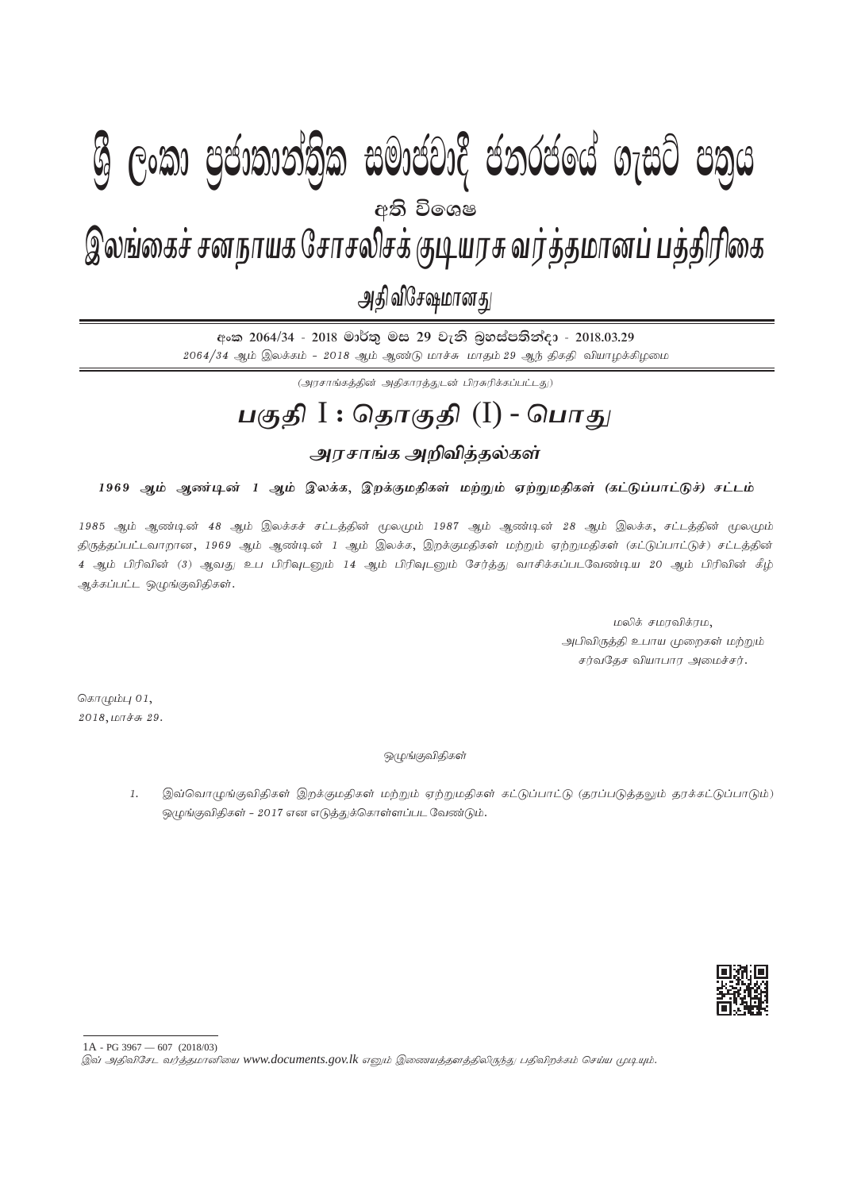# ශ්‍රී ලංකා ප්‍රජාතාන්ත්‍රික සමාජවාදී ජනරජයේ ගැසට් පත්‍රය

අති විශෙෂ

# இலங்கைச் சனநாயக சோசலிசக் குடியரசு வர்த்தமானப் பத்திரிகை

அதி விசேஷமானது

අංක 2064/34 - 2018 මාර්තු මස 29 වැනි බ්‍රහස්පතින්දා - 2018.03.29

*2064/34 ஆம் இலக்கம் - 2018 ஆம் ஆண்டு மாச்சு மாதம் 29 ஆந் திகதி வியாழக்கிழமை*

*(அரசாங்கத்தின் அதிகாரத்துடன் பிரசுரிக்கப்பட்டது)*

## பகுதி I : தொகுதி (I) - பொது

### அரசாங்க அறிவித்தல்கள்

**1969 ஆம் ஆண்டின் 1 ஆம் இலக்க, இறக்குமதிகள் மற்றும் ஏற்றுமதிகள் (கட்டுப்பாட்டுச்) சட்டம்**

*1985 ஆம் ஆண்டின் 48 ஆம் இலக்கச் சட்டத்தின் மூலமும் 1987 ஆம் ஆண்டின் 28 ஆம் இலக்க, சட்டத்தின் மூலமும் திருத்தப்பட்டவாறான, 1969 ஆம் ஆண்டின் 1 ஆம் இலக்க, இறக்குமதிகள் மற்றும் ஏற்றுமதிகள் (கட்டுப்பாட்டுச்) சட்டத்தின் 4 ஆம் பிரிவின் (3) ஆவது உப பிரிவுடனும் 14 ஆம் பிரிவுடனும் சேர்த்து வாசிக்கப்படவேண்டிய 20 ஆம் பிரிவின் கீழ் ஆக்கப்பட்ட ஒழுங்குவிதிகள்.*

மலிக் சமரவிக்ரம,
அபிவிருத்தி உபாய முறைகள் மற்றும்
சர்வதேச வியாபார அமைச்சர்.

கொழும்பு 01,
2018, மாச்சு 29.

ஒழுங்குவிதிகள்

1. இவ்வொழுங்குவிதிகள் இறக்குமதிகள் மற்றும் ஏற்றுமதிகள் கட்டுப்பாட்டு (தரப்படுத்தலும் தரக்கட்டுப்பாடும்) ஒழுங்குவிதிகள் - 2017 என எடுத்துக்கொள்ளப்பட வேண்டும்.

1A - PG 3967 — 607 (2018/03)

*இவ் அதிவிசேட வர்த்தமானியை www.documents.gov.lk எனும் இணையத்தளத்திலிருந்து பதிவிறக்கம் செய்ய முடியும்.*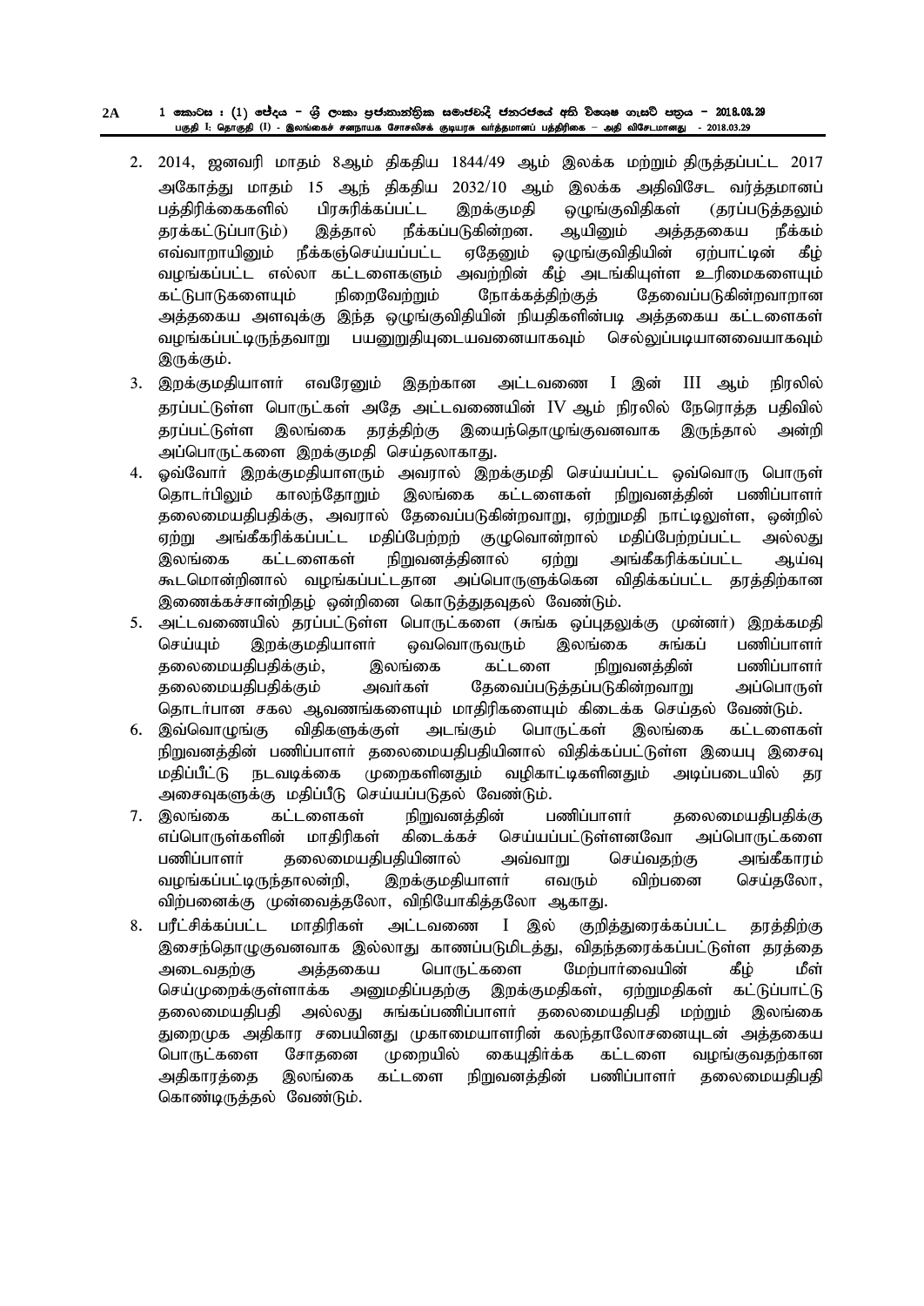2. 2014, ஜனவரி மாதம் 8ஆம் திகதிய 1844/49 ஆம் இலக்க மற்றும் திருத்தப்பட்ட 2017 அகோத்து மாதம் 15 ஆந் திகதிய 2032/10 ஆம் இலக்க அதிவிசேட வர்த்தமானப் பத்திரிக்கைகளில் பிரசுரிக்கப்பட்ட இறக்குமதி ஒழுங்குவிதிகள் (தரப்படுத்தலும் தரக்கட்டுப்பாடும்) இத்தால் நீக்கப்படுகின்றன. ஆயினும் அத்தகைய நீக்கம் எவ்வாறாயினும் நீக்கஞ்செய்யப்பட்ட ஏதேனும் ஒழுங்குவிதியின் ஏற்பாட்டின் கீழ் வழங்கப்பட்ட எல்லா கட்டளைகளும் அவற்றின் கீழ் அடங்கியுள்ள உரிமைகளையும் கட்டுபாடுகளையும் நிறைவேற்றும் நோக்கத்திற்குத் தேவைப்படுகின்றவாறான அத்தகைய அளவுக்கு இந்த ஒழுங்குவிதியின் நியதிகளின்படி அத்தகைய கட்டளைகள் வழங்கப்பட்டிருந்தவாறு பயனுறுதியுடையவனையாகவும் செல்லுப்படியானவையாகவும் இருக்கும்.

3. இறக்குமதியாளர் எவரேனும் இதற்கான அட்டவணை I இன் III ஆம் நிரலில் தரப்பட்டுள்ள பொருட்கள் அதே அட்டவணையின் IV ஆம் நிரலில் நேரொத்த பதிவில் தரப்பட்டுள்ள இலங்கை தரத்திற்கு இயைந்தொழுங்குவனவாக இருந்தால் அன்றி அப்பொருட்களை இறக்குமதி செய்தலாகாது.

4. ஓவ்வோர் இறக்குமதியாளரும் அவரால் இறக்குமதி செய்யப்பட்ட ஒவ்வொரு பொருள் தொடர்பிலும் காலந்தோறும் இலங்கை கட்டளைகள் நிறுவனத்தின் பணிப்பாளர் தலைமையதிபதிக்கு, அவரால் தேவைப்படுகின்றவாறு, ஏற்றுமதி நாட்டிலுள்ள, ஒன்றில் ஏற்று அங்கீகரிக்கப்பட்ட மதிப்பேற்றற் குழுவொன்றால் மதிப்பேற்றப்பட்ட அல்லது இலங்கை கட்டளைகள் நிறுவனத்தினால் ஏற்று அங்கீகரிக்கப்பட்ட ஆய்வு கூடமொன்றினால் வழங்கப்பட்டதான அப்பொருளுக்கென விதிக்கப்பட்ட தரத்திற்கான இணைக்கச்சான்றிதழ் ஒன்றினை கொடுத்துதவுதல் வேண்டும்.

5. அட்டவணையில் தரப்பட்டுள்ள பொருட்களை (சுங்க ஒப்புதலுக்கு முன்னர்) இறக்கமதி செய்யும் இறக்குமதியாளர் ஒவவொருவரும் இலங்கை சுங்கப் பணிப்பாளர் தலைமையதிபதிக்கும், இலங்கை கட்டளை நிறுவனத்தின் பணிப்பாளர் தலைமையதிபதிக்கும் அவர்கள் தேவைப்படுத்தப்படுகின்றவாறு அப்பொருள் தொடர்பான சகல ஆவணங்களையும் மாதிரிகளையும் கிடைக்க செய்தல் வேண்டும்.

6. இவ்வொழுங்கு விதிகளுக்குள் அடங்கும் பொருட்கள் இலங்கை கட்டளைகள் நிறுவனத்தின் பணிப்பாளர் தலைமையதிபதியினால் விதிக்கப்பட்டுள்ள இயைபு இசைவு மதிப்பீட்டு நடவடிக்கை முறைகளினதும் வழிகாட்டிகளினதும் அடிப்படையில் தர அசைவுகளுக்கு மதிப்பீடு செய்யப்படுதல் வேண்டும்.

7. இலங்கை கட்டளைகள் நிறுவனத்தின் பணிப்பாளர் தலைமையதிபதிக்கு எப்பொருள்களின் மாதிரிகள் கிடைக்கச் செய்யப்பட்டுள்ளனவோ அப்பொருட்களை பணிப்பாளர் தலைமையதிபதியினால் அவ்வாறு செய்வதற்கு அங்கீகாரம் வழங்கப்பட்டிருந்தாலன்றி, இறக்குமதியாளர் எவரும் விற்பனை செய்தலோ, விற்பனைக்கு முன்வைத்தலோ, விநியோகித்தலோ ஆகாது.

8. பரீட்சிக்கப்பட்ட மாதிரிகள் அட்டவணை I இல் குறித்துரைக்கப்பட்ட தரத்திற்கு இசைந்தொழுகுவனவாக இல்லாது காணப்படுமிடத்து, விதந்தரைக்கப்பட்டுள்ள தரத்தை அடைவதற்கு அத்தகைய பொருட்களை மேற்பார்வையின் கீழ் மீள் செய்முறைக்குள்ளாக்க அனுமதிப்பதற்கு இறக்குமதிகள், ஏற்றுமதிகள் கட்டுப்பாட்டு தலைமையதிபதி அல்லது சுங்கப்பணிப்பாளர் தலைமையதிபதி மற்றும் இலங்கை துறைமுக அதிகார சபையினது முகாமையாளரின் கலந்தாலோசனையுடன் அத்தகைய பொருட்களை சோதனை முறையில் கையுதிர்க்க கட்டளை வழங்குவதற்கான அதிகாரத்தை இலங்கை கட்டளை நிறுவனத்தின் பணிப்பாளர் தலைமையதிபதி கொண்டிருத்தல் வேண்டும்.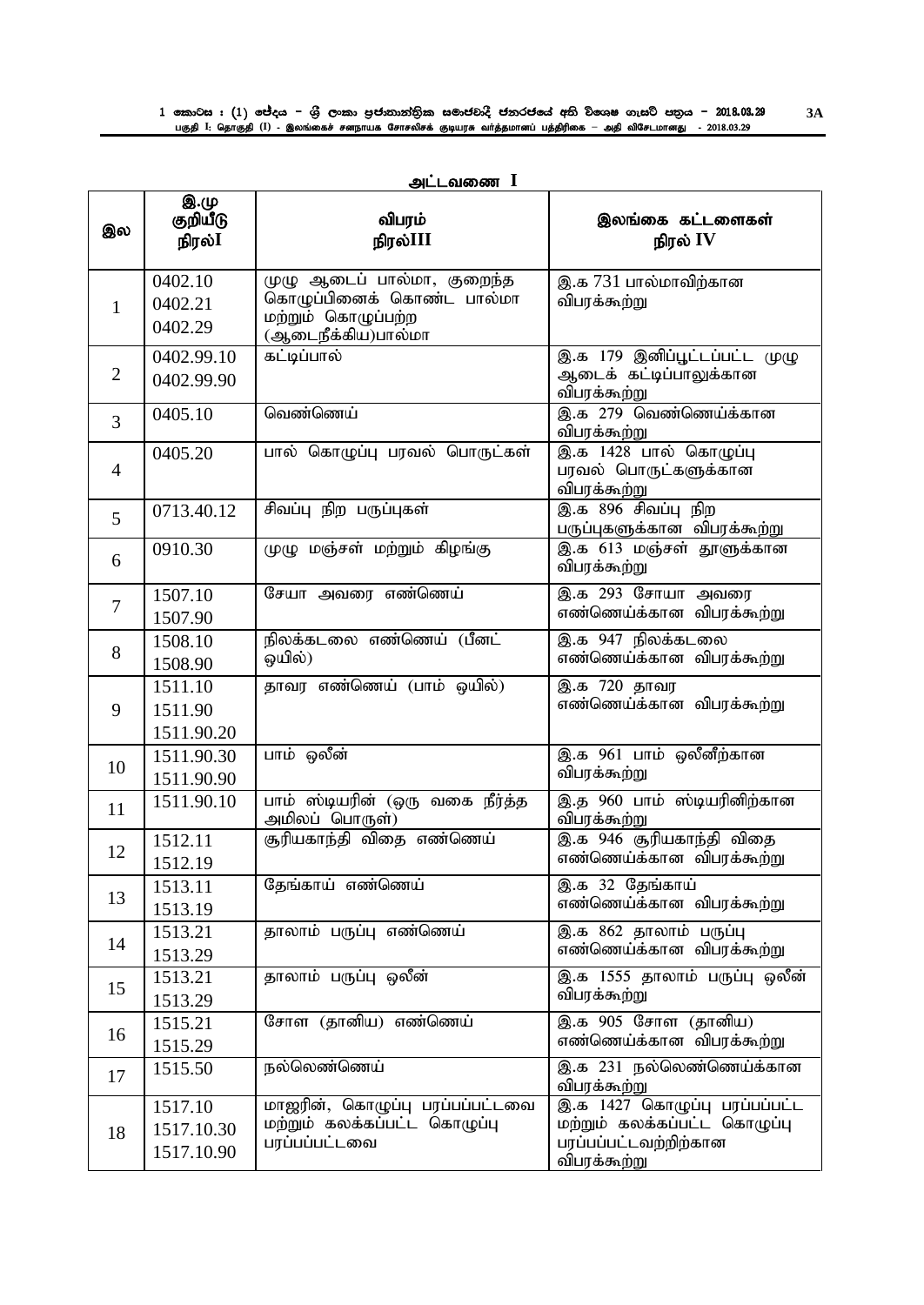அட்டவணை I

| இல | இ.மு குறியீடு நிரல்I | விபரம் நிரல்III | இலங்கை கட்டளைகள் நிரல் IV |
|---|---|---|---|
| 1 | 0402.10<br>0402.21<br>0402.29 | முழு ஆடைப் பால்மா, குறைந்த கொழுப்பினைக் கொண்ட பால்மா மற்றும் கொழுப்பற்ற (ஆடைநீக்கிய)பால்மா | இ.க 731 பால்மாவிற்கான விபரக்கூற்று |
| 2 | 0402.99.10<br>0402.99.90 | கட்டிப்பால் | இ.க 179 இனிப்பூட்டப்பட்ட முழு ஆடைக் கட்டிப்பாலுக்கான விபரக்கூற்று |
| 3 | 0405.10 | வெண்ணெய் | இ.க 279 வெண்ணெய்க்கான விபரக்கூற்று |
| 4 | 0405.20 | பால் கொழுப்பு பரவல் பொருட்கள் | இ.க 1428 பால் கொழுப்பு பரவல் பொருட்களுக்கான விபரக்கூற்று |
| 5 | 0713.40.12 | சிவப்பு நிற பருப்புகள் | இ.க 896 சிவப்பு நிற பருப்புகளுக்கான விபரக்கூற்று |
| 6 | 0910.30 | முழு மஞ்சள் மற்றும் கிழங்கு | இ.க 613 மஞ்சள் தூளுக்கான விபரக்கூற்று |
| 7 | 1507.10<br>1507.90 | சேயா அவரை எண்ணெய் | இ.க 293 சோயா அவரை எண்ணெய்க்கான விபரக்கூற்று |
| 8 | 1508.10<br>1508.90 | நிலக்கடலை எண்ணெய் (பீனட் ஒயில்) | இ.க 947 நிலக்கடலை எண்ணெய்க்கான விபரக்கூற்று |
| 9 | 1511.10<br>1511.90<br>1511.90.20 | தாவர எண்ணெய் (பாம் ஒயில்) | இ.க 720 தாவர எண்ணெய்க்கான விபரக்கூற்று |
| 10 | 1511.90.30<br>1511.90.90 | பாம் ஒலீன் | இ.க 961 பாம் ஒலீனிற்கான விபரக்கூற்று |
| 11 | 1511.90.10 | பாம் ஸ்டியரின் (ஒரு வகை நீர்த்த அமிலப் பொருள்) | இ.த 960 பாம் ஸ்டியரினிற்கான விபரக்கூற்று |
| 12 | 1512.11<br>1512.19 | சூரியகாந்தி விதை எண்ணெய் | இ.க 946 சூரியகாந்தி விதை எண்ணெய்க்கான விபரக்கூற்று |
| 13 | 1513.11<br>1513.19 | தேங்காய் எண்ணெய் | இ.க 32 தேங்காய் எண்ணெய்க்கான விபரக்கூற்று |
| 14 | 1513.21<br>1513.29 | தாலாம் பருப்பு எண்ணெய் | இ.க 862 தாலாம் பருப்பு எண்ணெய்க்கான விபரக்கூற்று |
| 15 | 1513.21<br>1513.29 | தாலாம் பருப்பு ஒலீன் | இ.க 1555 தாலாம் பருப்பு ஒலீன் விபரக்கூற்று |
| 16 | 1515.21<br>1515.29 | சோள (தானிய) எண்ணெய் | இ.க 905 சோள (தானிய) எண்ணெய்க்கான விபரக்கூற்று |
| 17 | 1515.50 | நல்லெண்ணெய் | இ.க 231 நல்லெண்ணெய்க்கான விபரக்கூற்று |
| 18 | 1517.10<br>1517.10.30<br>1517.10.90 | மாஜரின், கொழுப்பு பரப்பப்பட்டவை மற்றும் கலக்கப்பட்ட கொழுப்பு பரப்பப்பட்டவை | இ.க 1427 கொழுப்பு பரப்பப்பட்ட மற்றும் கலக்கப்பட்ட கொழுப்பு பரப்பப்பட்டவற்றிற்கான விபரக்கூற்று |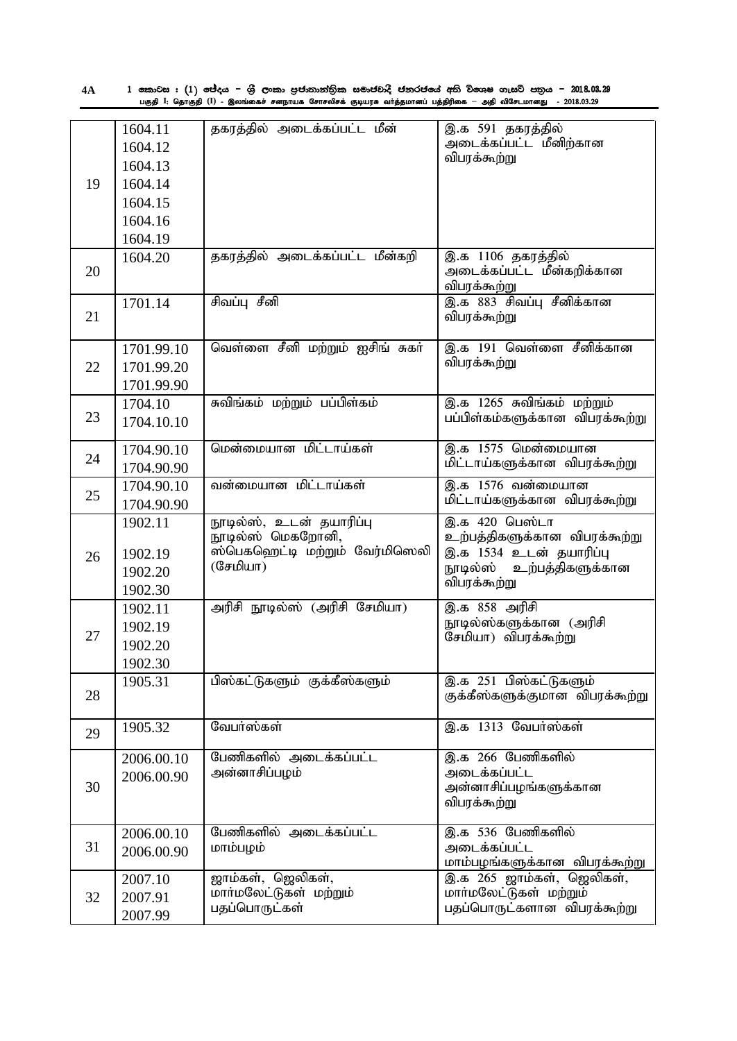| 19 | 1604.11<br>1604.12<br>1604.13<br>1604.14<br>1604.15<br>1604.16<br>1604.19 | தகரத்தில் அடைக்கப்பட்ட மீன் | இ.க 591 தகரத்தில் அடைக்கப்பட்ட மீனிற்கான விபரக்கூற்று |
|---|---|---|---|
| 20 | 1604.20 | தகரத்தில் அடைக்கப்பட்ட மீன்கறி | இ.க 1106 தகரத்தில் அடைக்கப்பட்ட மீன்கறிக்கான விபரக்கூற்று |
| 21 | 1701.14 | சிவப்பு சீனி | இ.க 883 சிவப்பு சீனிக்கான விபரக்கூற்று |
| 22 | 1701.99.10<br>1701.99.20<br>1701.99.90 | வெள்ளை சீனி மற்றும் ஐசிங் சுகர் | இ.க 191 வெள்ளை சீனிக்கான விபரக்கூற்று |
| 23 | 1704.10<br>1704.10.10 | சுவிங்கம் மற்றும் பப்பிள்கம் | இ.க 1265 சுவிங்கம் மற்றும் பப்பிள்கம்களுக்கான விபரக்கூற்று |
| 24 | 1704.90.10<br>1704.90.90 | மென்மையான மிட்டாய்கள் | இ.க 1575 மென்மையான மிட்டாய்களுக்கான விபரக்கூற்று |
| 25 | 1704.90.10<br>1704.90.90 | வன்மையான மிட்டாய்கள் | இ.க 1576 வன்மையான மிட்டாய்களுக்கான விபரக்கூற்று |
| 26 | 1902.11<br>1902.19<br>1902.20<br>1902.30 | நூடில்ஸ், உடன் தயாரிப்பு நூடில்ஸ் மெகறோனி, ஸ்பெகஹெட்டி மற்றும் வேர்மிஸெலி (சேமியா) | இ.க 420 பெஸ்டா உற்பத்திகளுக்கான விபரக்கூற்று<br>இ.க 1534 உடன் தயாரிப்பு நூடில்ஸ் உற்பத்திகளுக்கான விபரக்கூற்று |
| 27 | 1902.11<br>1902.19<br>1902.20<br>1902.30 | அரிசி நூடில்ஸ் (அரிசி சேமியா) | இ.க 858 அரிசி நூடில்ஸ்களுக்கான (அரிசி சேமியா) விபரக்கூற்று |
| 28 | 1905.31 | பிஸ்கட்டுகளும் குக்கீஸ்களும் | இ.க 251 பிஸ்கட்டுகளும் குக்கீஸ்களுக்குமான விபரக்கூற்று |
| 29 | 1905.32 | வேபர்ஸ்கள் | இ.க 1313 வேபர்ஸ்கள் |
| 30 | 2006.00.10<br>2006.00.90 | பேணிகளில் அடைக்கப்பட்ட அன்னாசிப்பழம் | இ.க 266 பேணிகளில் அடைக்கப்பட்ட அன்னாசிப்பழங்களுக்கான விபரக்கூற்று |
| 31 | 2006.00.10<br>2006.00.90 | பேணிகளில் அடைக்கப்பட்ட மாம்பழம் | இ.க 536 பேணிகளில் அடைக்கப்பட்ட மாம்பழங்களுக்கான விபரக்கூற்று |
| 32 | 2007.10<br>2007.91<br>2007.99 | ஜாம்கள், ஜெலிகள், மார்மலேட்டுகள் மற்றும் பதப்பொருட்கள் | இ.க 265 ஜாம்கள், ஜெலிகள், மார்மலேட்டுகள் மற்றும் பதப்பொருட்களான விபரக்கூற்று |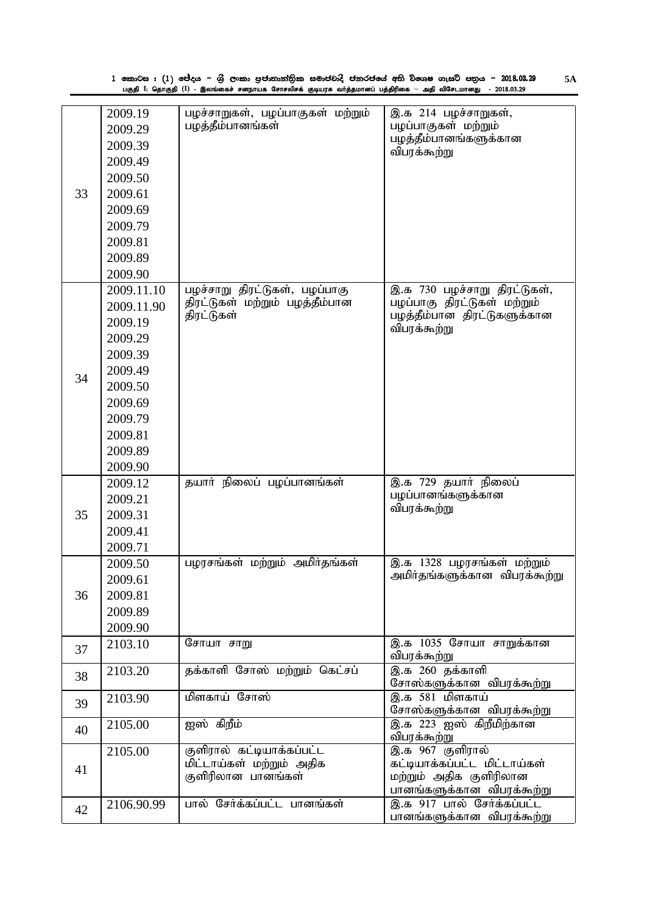| | | | |
|---|---|---|---|
| 33 | 2009.19<br>2009.29<br>2009.39<br>2009.49<br>2009.50<br>2009.61<br>2009.69<br>2009.79<br>2009.81<br>2009.89<br>2009.90 | பழச்சாறுகள், பழப்பாகுகள் மற்றும் பழத்தீம்பானங்கள் | இ.க 214 பழச்சாறுகள், பழப்பாகுகள் மற்றும் பழத்தீம்பானங்களுக்கான விபரக்கூற்று |
| 34 | 2009.11.10<br>2009.11.90<br>2009.19<br>2009.29<br>2009.39<br>2009.49<br>2009.50<br>2009.69<br>2009.79<br>2009.81<br>2009.89<br>2009.90 | பழச்சாறு திரட்டுகள், பழப்பாகு திரட்டுகள் மற்றும் பழத்தீம்பான திரட்டுகள் | இ.க 730 பழச்சாறு திரட்டுகள், பழப்பாகு திரட்டுகள் மற்றும் பழத்தீம்பான திரட்டுகளுக்கான விபரக்கூற்று |
| 35 | 2009.12<br>2009.21<br>2009.31<br>2009.41<br>2009.71 | தயார் நிலைப் பழப்பானங்கள் | இ.க 729 தயார் நிலைப் பழப்பானங்களுக்கான விபரக்கூற்று |
| 36 | 2009.50<br>2009.61<br>2009.81<br>2009.89<br>2009.90 | பழரசங்கள் மற்றும் அமிர்தங்கள் | இ.க 1328 பழரசங்கள் மற்றும் அமிர்தங்களுக்கான விபரக்கூற்று |
| 37 | 2103.10 | சோயா சாறு | இ.க 1035 சோயா சாறுக்கான விபரக்கூற்று |
| 38 | 2103.20 | தக்காளி சோஸ் மற்றும் கெட்சப் | இ.க 260 தக்காளி சோஸ்களுக்கான விபரக்கூற்று |
| 39 | 2103.90 | மிளகாய் சோஸ் | இ.க 581 மிளகாய் சோஸ்களுக்கான விபரக்கூற்று |
| 40 | 2105.00 | ஐஸ் கிறீம் | இ.க 223 ஐஸ் கிறீமிற்கான விபரக்கூற்று |
| 41 | 2105.00 | குளிரால் கட்டியாக்கப்பட்ட மிட்டாய்கள் மற்றும் அதிக குளிரிலான பானங்கள் | இ.க 967 குளிரால் கட்டியாக்கப்பட்ட மிட்டாய்கள் மற்றும் அதிக குளிரிலான பானங்களுக்கான விபரக்கூற்று |
| 42 | 2106.90.99 | பால் சேர்க்கப்பட்ட பானங்கள் | இ.க 917 பால் சேர்க்கப்பட்ட பானங்களுக்கான விபரக்கூற்று |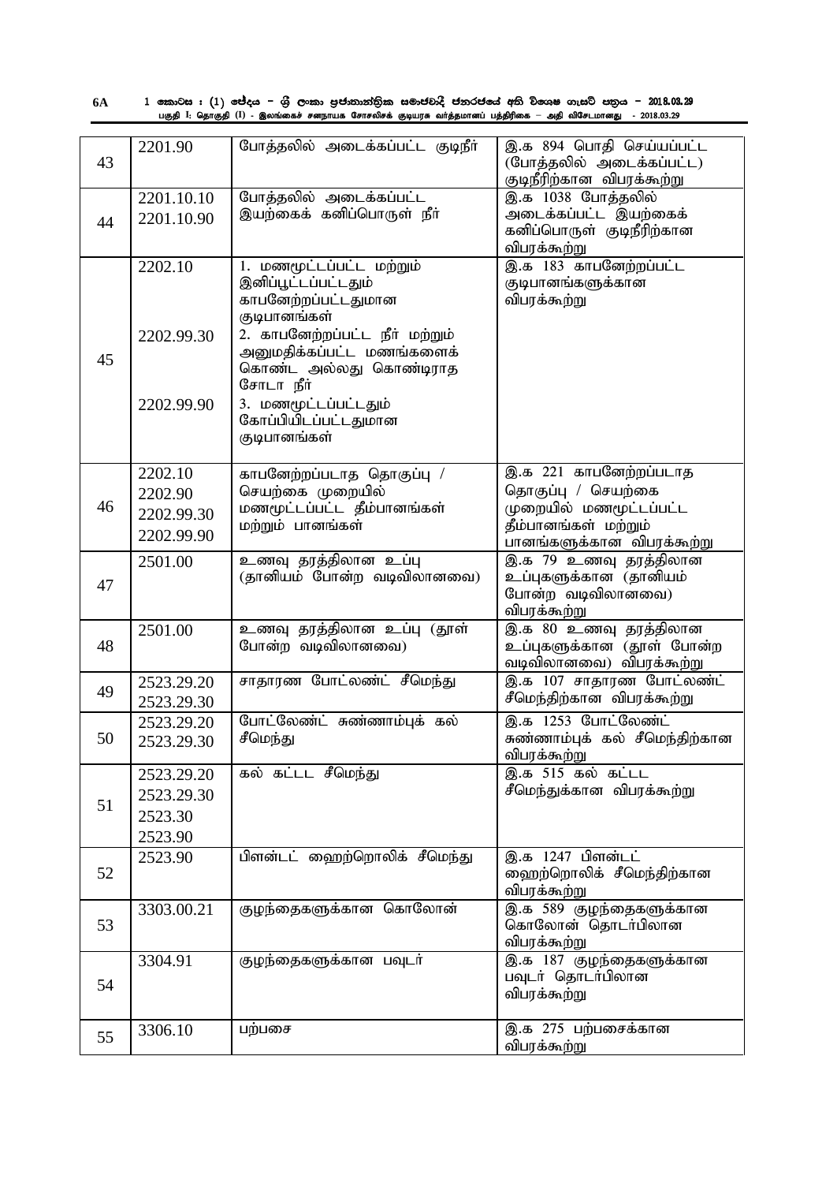| 43 | 2201.90 | போத்தலில் அடைக்கப்பட்ட குடிநீர் | இ.க 894 பொதி செய்யப்பட்ட (போத்தலில் அடைக்கப்பட்ட) குடிநீரிற்கான விபரக்கூற்று |
|---|---|---|---|
| 44 | 2201.10.10<br>2201.10.90 | போத்தலில் அடைக்கப்பட்ட இயற்கைக் கனிப்பொருள் நீர் | இ.க 1038 போத்தலில் அடைக்கப்பட்ட இயற்கைக் கனிப்பொருள் குடிநீரிற்கான விபரக்கூற்று |
| 45 | 2202.10<br><br>2202.99.30<br><br>2202.99.90 | 1. மணமூட்டப்பட்ட மற்றும் இனிப்பூட்டப்பட்டதும் காபனேற்றப்பட்டதுமான குடிபானங்கள்<br>2. காபனேற்றப்பட்ட நீர் மற்றும் அனுமதிக்கப்பட்ட மணங்களைக் கொண்ட அல்லது கொண்டிராத சோடா நீர்<br>3. மணமூட்டப்பட்டதும் கோப்பியிடப்பட்டதுமான குடிபானங்கள் | இ.க 183 காபனேற்றப்பட்ட குடிபானங்களுக்கான விபரக்கூற்று |
| 46 | 2202.10<br>2202.90<br>2202.99.30<br>2202.99.90 | காபனேற்றப்படாத தொகுப்பு / செயற்கை முறையில் மணமூட்டப்பட்ட தீம்பானங்கள் மற்றும் பானங்கள் | இ.க 221 காபனேற்றப்படாத தொகுப்பு / செயற்கை முறையில் மணமூட்டப்பட்ட தீம்பானங்கள் மற்றும் பானங்களுக்கான விபரக்கூற்று |
| 47 | 2501.00 | உணவு தரத்திலான உப்பு (தானியம் போன்ற வடிவிலானவை) | இ.க 79 உணவு தரத்திலான உப்புகளுக்கான (தானியம் போன்ற வடிவிலானவை) விபரக்கூற்று |
| 48 | 2501.00 | உணவு தரத்திலான உப்பு (தூள் போன்ற வடிவிலானவை) | இ.க 80 உணவு தரத்திலான உப்புகளுக்கான (தூள் போன்ற வடிவிலானவை) விபரக்கூற்று |
| 49 | 2523.29.20<br>2523.29.30 | சாதாரண போட்லண்ட் சீமெந்து | இ.க 107 சாதாரண போட்லண்ட் சீமெந்திற்கான விபரக்கூற்று |
| 50 | 2523.29.20<br>2523.29.30 | போட்லேண்ட் சுண்ணாம்புக் கல் சீமெந்து | இ.க 1253 போட்லேண்ட் சுண்ணாம்புக் கல் சீமெந்திற்கான விபரக்கூற்று |
| 51 | 2523.29.20<br>2523.29.30<br>2523.30<br>2523.90 | கல் கட்டட சீமெந்து | இ.க 515 கல் கட்டட சீமெந்துக்கான விபரக்கூற்று |
| 52 | 2523.90 | பிளன்டட் ஹைற்றொலிக் சீமெந்து | இ.க 1247 பிளன்டட் ஹைற்றொலிக் சீமெந்திற்கான விபரக்கூற்று |
| 53 | 3303.00.21 | குழந்தைகளுக்கான கொலோன் | இ.க 589 குழந்தைகளுக்கான கொலோன் தொடர்பிலான விபரக்கூற்று |
| 54 | 3304.91 | குழந்தைகளுக்கான பவுடர் | இ.க 187 குழந்தைகளுக்கான பவுடர் தொடர்பிலான விபரக்கூற்று |
| 55 | 3306.10 | பற்பசை | இ.க 275 பற்பசைக்கான விபரக்கூற்று |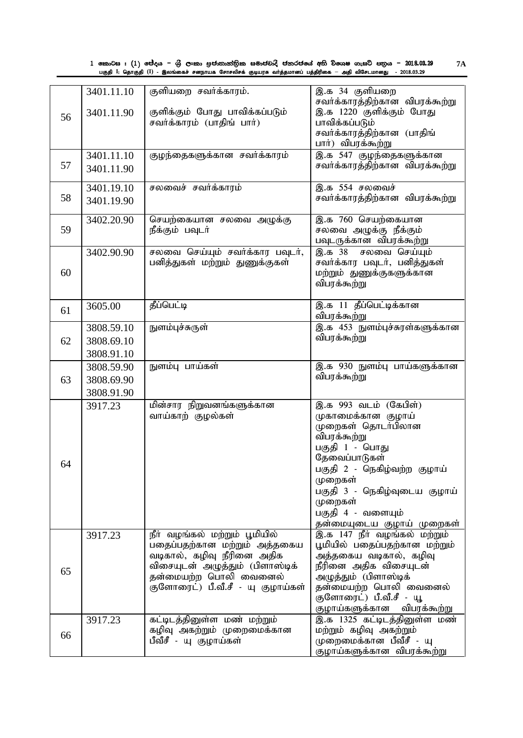| 56 | 3401.11.10<br>3401.11.90 | குளியறை சவர்க்காரம்.<br>குளிக்கும் போது பாவிக்கப்படும் சவர்க்காரம் (பாதிங் பார்) | இ.க 34 குளியறை சவர்க்காரத்திற்கான விபரக்கூற்று<br>இ.க 1220 குளிக்கும் போது பாவிக்கப்படும் சவர்க்காரத்திற்கான (பாதிங் பார்) விபரக்கூற்று |
|---|---|---|---|
| 57 | 3401.11.10<br>3401.11.90 | குழந்தைகளுக்கான சவர்க்காரம் | இ.க 547 குழந்தைகளுக்கான சவர்க்காரத்திற்கான விபரக்கூற்று |
| 58 | 3401.19.10<br>3401.19.90 | சலவைச் சவர்க்காரம் | இ.க 554 சலவைச் சவர்க்காரத்திற்கான விபரக்கூற்று |
| 59 | 3402.20.90 | செயற்கையான சலவை அழுக்கு நீக்கும் பவுடர் | இ.க 760 செயற்கையான சலவை அழுக்கு நீக்கும் பவுடருக்கான விபரக்கூற்று |
| 60 | 3402.90.90 | சலவை செய்யும் சவர்க்கார பவுடர், பனித்துகள் மற்றும் துணுக்குகள் | இ.க 38 சலவை செய்யும் சவர்க்கார பவுடர், பனித்துகள் மற்றும் துணுக்குகளுக்கான விபரக்கூற்று |
| 61 | 3605.00 | தீப்பெட்டி | இ.க 11 தீப்பெட்டிக்கான விபரக்கூற்று |
| 62 | 3808.59.10<br>3808.69.10<br>3808.91.10 | நுளம்புச்சுருள் | இ.க 453 நுளம்புச்சுரள்களுக்கான விபரக்கூற்று |
| 63 | 3808.59.90<br>3808.69.90<br>3808.91.90 | நுளம்பு பாய்கள் | இ.க 930 நுளம்பு பாய்களுக்கான விபரக்கூற்று |
| 64 | 3917.23 | மின்சார நிறுவனங்களுக்கான வாய்காற் குழல்கள் | இ.க 993 வடம் (கேபிள்) முகாமைக்கான குழாய் முறைகள் தொடர்பிலான விபரக்கூற்று<br>பகுதி 1 - பொது தேவைப்பாடுகள்<br>பகுதி 2 - நெகிழ்வற்ற குழாய் முறைகள்<br>பகுதி 3 - நெகிழ்வுடைய குழாய் முறைகள்<br>பகுதி 4 - வளையும் தன்மையுடைய குழாய் முறைகள் |
| 65 | 3917.23 | நீர் வழங்கல் மற்றும் பூமியில் பதைப்பதற்கான மற்றும் அத்தகைய வடிகால், கழிவு நீரினை அதிக விசையுடன் அழுத்தும் (பிளாஸ்டிக் தன்மையற்ற பொலி வைனைல் குளோரைட்) பீ.வீ.சீ - யு குழாய்கள் | இ.க 147 நீர் வழங்கல் மற்றும் பூமியில் பதைப்பதற்கான மற்றும் அத்தகைய வடிகால், கழிவு நீரினை அதிக விசையுடன் அழுத்தும் (பிளாஸ்டிக் தன்மையற்ற பொலி வைனைல் குளோரைட்) பீ.வீ.சீ - யூ குழாய்களுக்கான விபரக்கூற்று |
| 66 | 3917.23 | கட்டிடத்தினுள்ள மண் மற்றும் கழிவு அகற்றும் முறைமைக்கான பீவீசீ - யு குழாய்கள் | இ.க 1325 கட்டிடத்தினுள்ள மண் மற்றும் கழிவு அகற்றும் முறைமைக்கான பீவீசீ - யு குழாய்களுக்கான விபரக்கூற்று |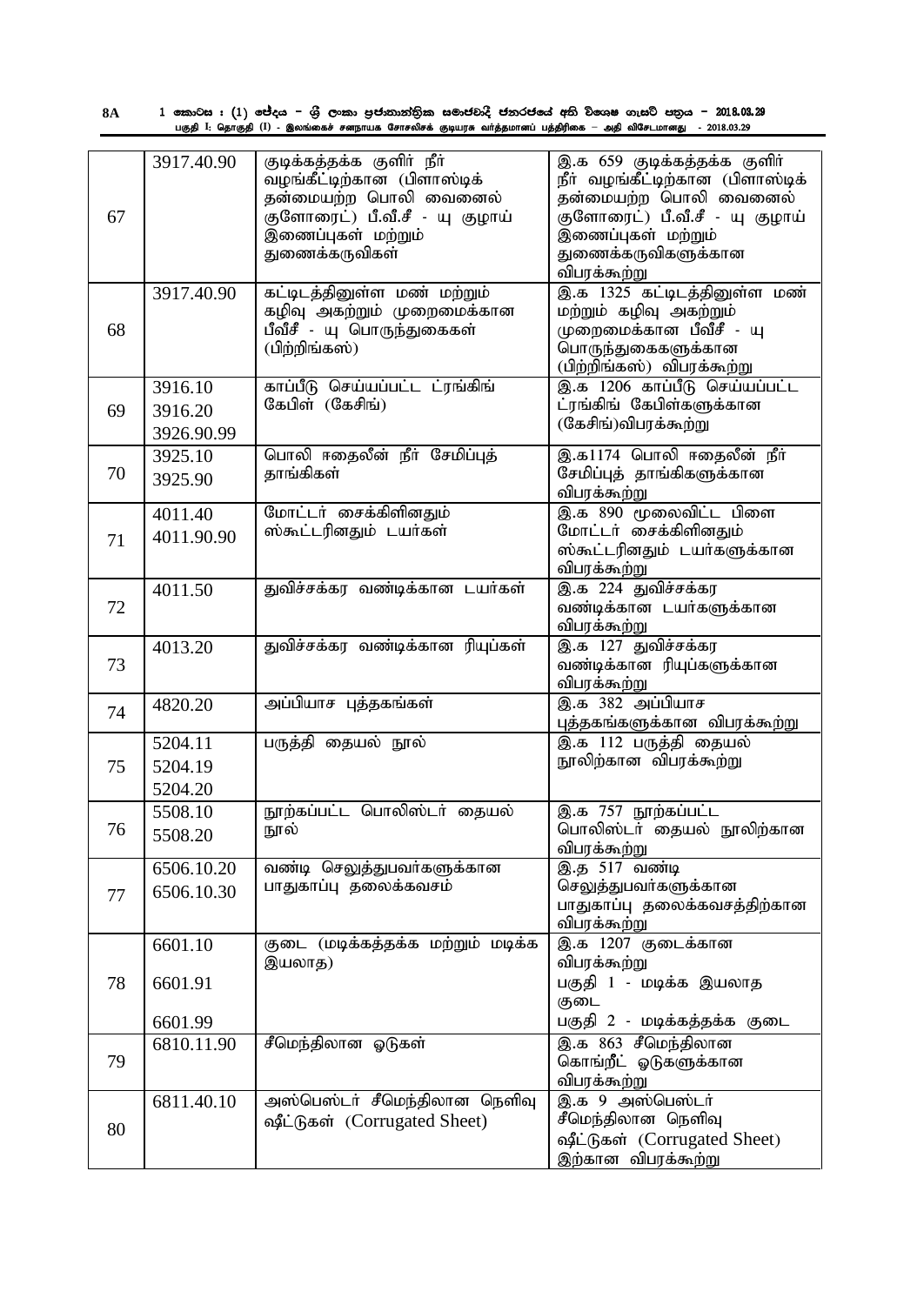| 67 | 3917.40.90 | குடிக்கத்தக்க குளிர் நீர் வழங்கீட்டிற்கான (பிளாஸ்டிக் தன்மையற்ற பொலி வைனைல் குளோரைட்) பீ.வீ.சீ - யு குழாய் இணைப்புகள் மற்றும் துணைக்கருவிகள் | இ.க 659 குடிக்கத்தக்க குளிர் நீர் வழங்கீட்டிற்கான (பிளாஸ்டிக் தன்மையற்ற பொலி வைனைல் குளோரைட்) பீ.வீ.சீ - யு குழாய் இணைப்புகள் மற்றும் துணைக்கருவிகளுக்கான விபரக்கூற்று |
|---|---|---|---|
| 68 | 3917.40.90 | கட்டிடத்தினுள்ள மண் மற்றும் கழிவு அகற்றும் முறைமைக்கான பீவீசீ - யு பொருந்துகைகள் (பிற்றிங்கஸ்) | இ.க 1325 கட்டிடத்தினுள்ள மண் மற்றும் கழிவு அகற்றும் முறைமைக்கான பீவீசீ - யு பொருந்துகைகளுக்கான (பிற்றிங்கஸ்) விபரக்கூற்று |
| 69 | 3916.10<br>3916.20<br>3926.90.99 | காப்பீடு செய்யப்பட்ட ட்ரங்கிங் கேபிள் (கேசிங்) | இ.க 1206 காப்பீடு செய்யப்பட்ட ட்ரங்கிங் கேபிள்களுக்கான (கேசிங்)விபரக்கூற்று |
| 70 | 3925.10<br>3925.90 | பொலி ஈதைலீன் நீர் சேமிப்புத் தாங்கிகள் | இ.க1174 பொலி ஈதைலீன் நீர் சேமிப்புத் தாங்கிகளுக்கான விபரக்கூற்று |
| 71 | 4011.40<br>4011.90.90 | மோட்டர் சைக்கிளினதும் ஸ்கூட்டரினதும் டயர்கள் | இ.க 890 மூலைவிட்ட பிளை மோட்டர் சைக்கிளினதும் ஸ்கூட்டரினதும் டயர்களுக்கான விபரக்கூற்று |
| 72 | 4011.50 | துவிச்சக்கர வண்டிக்கான டயர்கள் | இ.க 224 துவிச்சக்கர வண்டிக்கான டயர்களுக்கான விபரக்கூற்று |
| 73 | 4013.20 | துவிச்சக்கர வண்டிக்கான ரியுப்கள் | இ.க 127 துவிச்சக்கர வண்டிக்கான ரியுப்களுக்கான விபரக்கூற்று |
| 74 | 4820.20 | அப்பியாச புத்தகங்கள் | இ.க 382 அப்பியாச புத்தகங்களுக்கான விபரக்கூற்று |
| 75 | 5204.11<br>5204.19<br>5204.20 | பருத்தி தையல் நூல் | இ.க 112 பருத்தி தையல் நூலிற்கான விபரக்கூற்று |
| 76 | 5508.10<br>5508.20 | நூற்கப்பட்ட பொலிஸ்டர் தையல் நூல் | இ.க 757 நூற்கப்பட்ட பொலிஸ்டர் தையல் நூலிற்கான விபரக்கூற்று |
| 77 | 6506.10.20<br>6506.10.30 | வண்டி செலுத்துபவர்களுக்கான பாதுகாப்பு தலைக்கவசம் | இ.த 517 வண்டி செலுத்துபவர்களுக்கான பாதுகாப்பு தலைக்கவசத்திற்கான விபரக்கூற்று |
| 78 | 6601.10<br>6601.91<br>6601.99 | குடை (மடிக்கத்தக்க மற்றும் மடிக்க இயலாத) | இ.க 1207 குடைக்கான விபரக்கூற்று<br>பகுதி 1 - மடிக்க இயலாத குடை<br>பகுதி 2 - மடிக்கத்தக்க குடை |
| 79 | 6810.11.90 | சீமெந்திலான ஓடுகள் | இ.க 863 சீமெந்திலான கொங்றீட் ஓடுகளுக்கான விபரக்கூற்று |
| 80 | 6811.40.10 | அஸ்பெஸ்டர் சீமெந்திலான நெளிவு ஷீட்டுகள் (Corrugated Sheet) | இ.க 9 அஸ்பெஸ்டர் சீமெந்திலான நெளிவு ஷீட்டுகள் (Corrugated Sheet) இற்கான விபரக்கூற்று |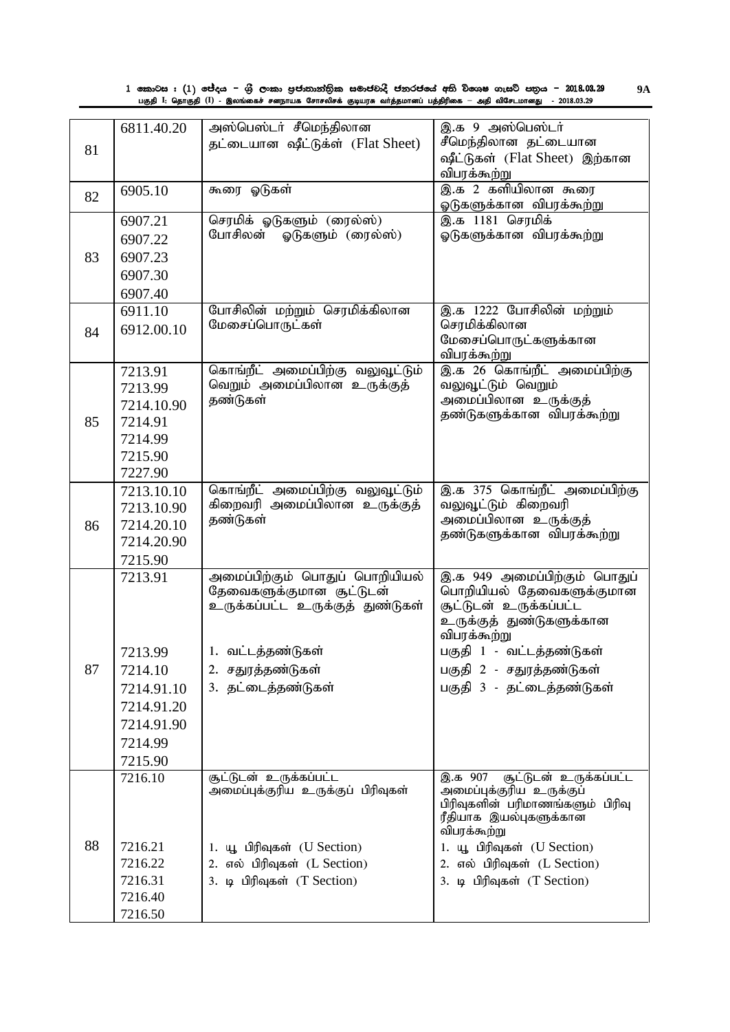| | | | |
|---|---|---|---|
| 81 | 6811.40.20 | அஸ்பெஸ்டர் சீமெந்திலான தட்டையான ஷீட்டுக்ள் (Flat Sheet) | இ.க 9 அஸ்பெஸ்டர் சீமெந்திலான தட்டையான ஷீட்டுகள் (Flat Sheet) இற்கான விபரக்கூற்று |
| 82 | 6905.10 | கூரை ஓடுகள் | இ.க 2 களியிலான கூரை ஓடுகளுக்கான விபரக்கூற்று |
| 83 | 6907.21<br>6907.22<br>6907.23<br>6907.30<br>6907.40 | செரமிக் ஓடுகளும் (ரைல்ஸ்)<br>போசிலன் ஓடுகளும் (ரைல்ஸ்) | இ.க 1181 செரமிக் ஓடுகளுக்கான விபரக்கூற்று |
| 84 | 6911.10<br>6912.00.10 | போசிலின் மற்றும் செரமிக்கிலான மேசைப்பொருட்கள் | இ.க 1222 போசிலின் மற்றும் செரமிக்கிலான மேசைப்பொருட்களுக்கான விபரக்கூற்று |
| 85 | 7213.91<br>7213.99<br>7214.10.90<br>7214.91<br>7214.99<br>7215.90<br>7227.90 | கொங்றீட் அமைப்பிற்கு வலுவூட்டும் வெறும் அமைப்பிலான உருக்குத் தண்டுகள் | இ.க 26 கொங்றீட் அமைப்பிற்கு வலுவூட்டும் வெறும் அமைப்பிலான உருக்குத் தண்டுகளுக்கான விபரக்கூற்று |
| 86 | 7213.10.10<br>7213.10.90<br>7214.20.10<br>7214.20.90<br>7215.90 | கொங்றீட் அமைப்பிற்கு வலுவூட்டும் கிறைவரி அமைப்பிலான உருக்குத் தண்டுகள் | இ.க 375 கொங்றீட் அமைப்பிற்கு வலுவூட்டும் கிறைவரி அமைப்பிலான உருக்குத் தண்டுகளுக்கான விபரக்கூற்று |
| 87 | 7213.91<br><br>7213.99<br>7214.10<br>7214.91.10<br>7214.91.20<br>7214.91.90<br>7214.99<br>7215.90 | அமைப்பிற்கும் பொதுப் பொறியியல் தேவைகளுக்குமான சூட்டுடன் உருக்கப்பட்ட உருக்குத் துண்டுகள்<br><br>1. வட்டத்தண்டுகள்<br>2. சதுரத்தண்டுகள்<br>3. தட்டைத்தண்டுகள் | இ.க 949 அமைப்பிற்கும் பொதுப் பொறியியல் தேவைகளுக்குமான சூட்டுடன் உருக்கப்பட்ட உருக்குத் துண்டுகளுக்கான விபரக்கூற்று<br><br>பகுதி 1 - வட்டத்தண்டுகள்<br>பகுதி 2 - சதுரத்தண்டுகள்<br>பகுதி 3 - தட்டைத்தண்டுகள் |
| 88 | 7216.10<br><br>7216.21<br>7216.22<br>7216.31<br>7216.40<br>7216.50 | சூட்டுடன் உருக்கப்பட்ட அமைப்புக்குரிய உருக்குப் பிரிவுகள்<br><br>1. யூ பிரிவுகள் (U Section)<br>2. எல் பிரிவுகள் (L Section)<br>3. டி பிரிவுகள் (T Section) | இ.க 907 சூட்டுடன் உருக்கப்பட்ட அமைப்புக்குரிய உருக்குப் பிரிவுகளின் பரிமாணங்களும் பிரிவு ரீதியாக இயல்புகளுக்கான விபரக்கூற்று<br><br>1. யூ பிரிவுகள் (U Section)<br>2. எல் பிரிவுகள் (L Section)<br>3. டி பிரிவுகள் (T Section) |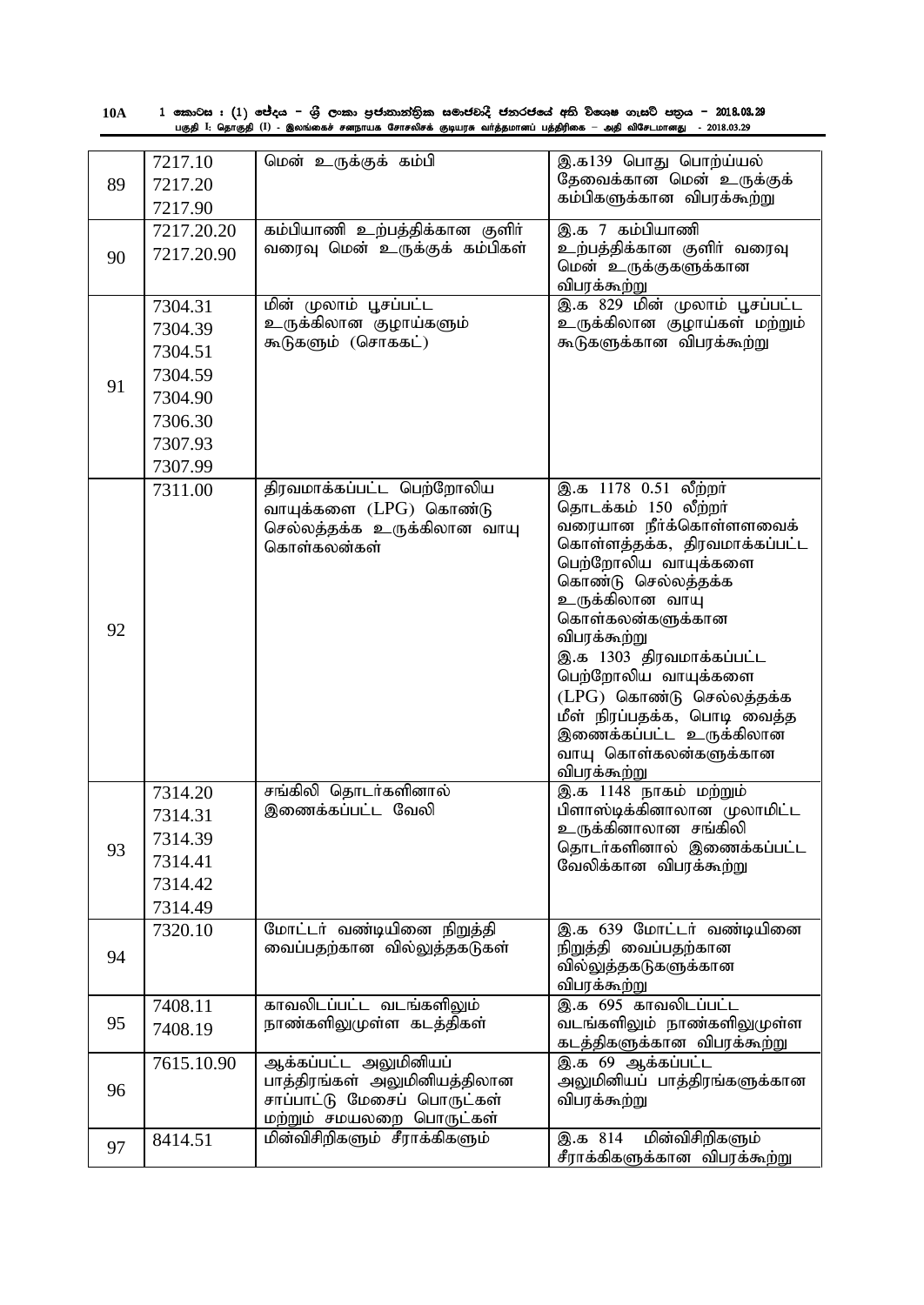| 89 | 7217.10<br>7217.20<br>7217.90 | மென் உருக்குக் கம்பி | இ.க139 பொது பொற்ய்யல் தேவைக்கான மென் உருக்குக் கம்பிகளுக்கான விபரக்கூற்று |
|---|---|---|---|
| 90 | 7217.20.20<br>7217.20.90 | கம்பியாணி உற்பத்திக்கான குளிர் வரைவு மென் உருக்குக் கம்பிகள் | இ.க 7 கம்பியாணி உற்பத்திக்கான குளிர் வரைவு மென் உருக்குகளுக்கான விபரக்கூற்று |
| 91 | 7304.31<br>7304.39<br>7304.51<br>7304.59<br>7304.90<br>7306.30<br>7307.93<br>7307.99 | மின் முலாம் பூசப்பட்ட உருக்கிலான குழாய்களும் கூடுகளும் (சொககட்) | இ.க 829 மின் முலாம் பூசப்பட்ட உருக்கிலான குழாய்கள் மற்றும் கூடுகளுக்கான விபரக்கூற்று |
| 92 | 7311.00 | திரவமாக்கப்பட்ட பெற்றோலிய வாயுக்களை (LPG) கொண்டு செல்லத்தக்க உருக்கிலான வாயு கொள்கலன்கள் | இ.க 1178 0.51 லீற்றர் தொடக்கம் 150 லீற்றர் வரையான நீர்க்கொள்ளளவைக் கொள்ளத்தக்க, திரவமாக்கப்பட்ட பெற்றோலிய வாயுக்களை கொண்டு செல்லத்தக்க உருக்கிலான வாயு கொள்கலன்களுக்கான விபரக்கூற்று<br>இ.க 1303 திரவமாக்கப்பட்ட பெற்றோலிய வாயுக்களை (LPG) கொண்டு செல்லத்தக்க மீள் நிரப்பதக்க, பொடி வைத்த இணைக்கப்பட்ட உருக்கிலான வாயு கொள்கலன்களுக்கான விபரக்கூற்று |
| 93 | 7314.20<br>7314.31<br>7314.39<br>7314.41<br>7314.42<br>7314.49 | சங்கிலி தொடர்களினால் இணைக்கப்பட்ட வேலி | இ.க 1148 நாகம் மற்றும் பிளாஸ்டிக்கினாலான முலாமிட்ட உருக்கினாலான சங்கிலி தொடர்களினால் இணைக்கப்பட்ட வேலிக்கான விபரக்கூற்று |
| 94 | 7320.10 | மோட்டர் வண்டியினை நிறுத்தி வைப்பதற்கான வில்லுத்தகடுகள் | இ.க 639 மோட்டர் வண்டியினை நிறுத்தி வைப்பதற்கான வில்லுத்தகடுகளுக்கான விபரக்கூற்று |
| 95 | 7408.11<br>7408.19 | காவலிடப்பட்ட வடங்களிலும் நாண்களிலுமுள்ள கடத்திகள் | இ.க 695 காவலிடப்பட்ட வடங்களிலும் நாண்களிலுமுள்ள கடத்திகளுக்கான விபரக்கூற்று |
| 96 | 7615.10.90 | ஆக்கப்பட்ட அலுமினியப் பாத்திரங்கள் அலுமினியத்திலான சாப்பாட்டு மேசைப் பொருட்கள் மற்றும் சமயலறை பொருட்கள் | இ.க 69 ஆக்கப்பட்ட அலுமினியப் பாத்திரங்களுக்கான விபரக்கூற்று |
| 97 | 8414.51 | மின்விசிறிகளும் சீராக்கிகளும் | இ.க 814 மின்விசிறிகளும் சீராக்கிகளுக்கான விபரக்கூற்று |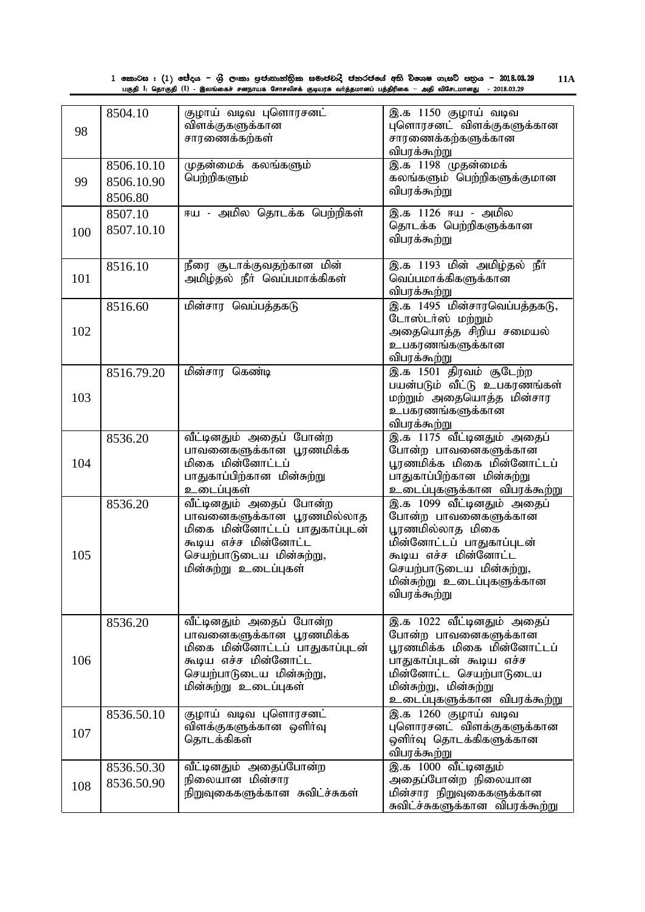| 98 | 8504.10 | குழாய் வடிவ புளொரசனட் விளக்குகளுக்கான சாரணைக்கற்கள் | இ.க 1150 குழாய் வடிவ புளொரசனட் விளக்குகளுக்கான சாரணைக்கற்களுக்கான விபரக்கூற்று |
|---|---|---|---|
| 99 | 8506.10.10 8506.10.90 8506.80 | முதன்மைக் கலங்களும் பெற்றிகளும் | இ.க 1198 முதன்மைக் கலங்களும் பெற்றிகளுக்குமான விபரக்கூற்று |
| 100 | 8507.10 8507.10.10 | ஈய - அமில தொடக்க பெற்றிகள் | இ.க 1126 ஈய - அமில தொடக்க பெற்றிகளுக்கான விபரக்கூற்று |
| 101 | 8516.10 | நீரை சூடாக்குவதற்கான மின் அமிழ்தல் நீர் வெப்பமாக்கிகள் | இ.க 1193 மின் அமிழ்தல் நீர் வெப்பமாக்கிகளுக்கான விபரக்கூற்று |
| 102 | 8516.60 | மின்சார வெப்பத்தகடு | இ.க 1495 மின்சாரவெப்பத்தகடு, டோஸ்டர்ஸ் மற்றும் அதையொத்த சிறிய சமையல் உபகரணங்களுக்கான விபரக்கூற்று |
| 103 | 8516.79.20 | மின்சார கெண்டி | இ.க 1501 திரவம் சூடேற்ற பயன்படும் வீட்டு உபகரணங்கள் மற்றும் அதையொத்த மின்சார உபகரணங்களுக்கான விபரக்கூற்று |
| 104 | 8536.20 | வீட்டினதும் அதைப் போன்ற பாவனைகளுக்கான பூரணமிக்க மிகை மின்னோட்டப் பாதுகாப்பிற்கான மின்சுற்று உடைப்புகள் | இ.க 1175 வீட்டினதும் அதைப் போன்ற பாவனைகளுக்கான பூரணமிக்க மிகை மின்னோட்டப் பாதுகாப்பிற்கான மின்சுற்று உடைப்புகளுக்கான விபரக்கூற்று |
| 105 | 8536.20 | வீட்டினதும் அதைப் போன்ற பாவனைகளுக்கான பூரணமில்லாத மிகை மின்னோட்டப் பாதுகாப்புடன் கூடிய எச்ச மின்னோட்ட செயற்பாடுடைய மின்சுற்று, மின்சுற்று உடைப்புகள் | இ.க 1099 வீட்டினதும் அதைப் போன்ற பாவனைகளுக்கான பூரணமில்லாத மிகை மின்னோட்டப் பாதுகாப்புடன் கூடிய எச்ச மின்னோட்ட செயற்பாடுடைய மின்சுற்று, மின்சுற்று உடைப்புகளுக்கான விபரக்கூற்று |
| 106 | 8536.20 | வீட்டினதும் அதைப் போன்ற பாவனைகளுக்கான பூரணமிக்க மிகை மின்னோட்டப் பாதுகாப்புடன் கூடிய எச்ச மின்னோட்ட செயற்பாடுடைய மின்சுற்று, மின்சுற்று உடைப்புகள் | இ.க 1022 வீட்டினதும் அதைப் போன்ற பாவனைகளுக்கான பூரணமிக்க மிகை மின்னோட்டப் பாதுகாப்புடன் கூடிய எச்ச மின்னோட்ட செயற்பாடுடைய மின்சுற்று, மின்சுற்று உடைப்புகளுக்கான விபரக்கூற்று |
| 107 | 8536.50.10 | குழாய் வடிவ புளொரசனட் விளக்குகளுக்கான ஒளிர்வு தொடக்கிகள் | இ.க 1260 குழாய் வடிவ புளொரசனட் விளக்குகளுக்கான ஒளிர்வு தொடக்கிகளுக்கான விபரக்கூற்று |
| 108 | 8536.50.30 8536.50.90 | வீட்டினதும் அதைப்போன்ற நிலையான மின்சார நிறுவுகைகளுக்கான சுவிட்ச்சுகள் | இ.க 1000 வீட்டினதும் அதைப்போன்ற நிலையான மின்சார நிறுவுகைகளுக்கான சுவிட்ச்சுகளுக்கான விபரக்கூற்று |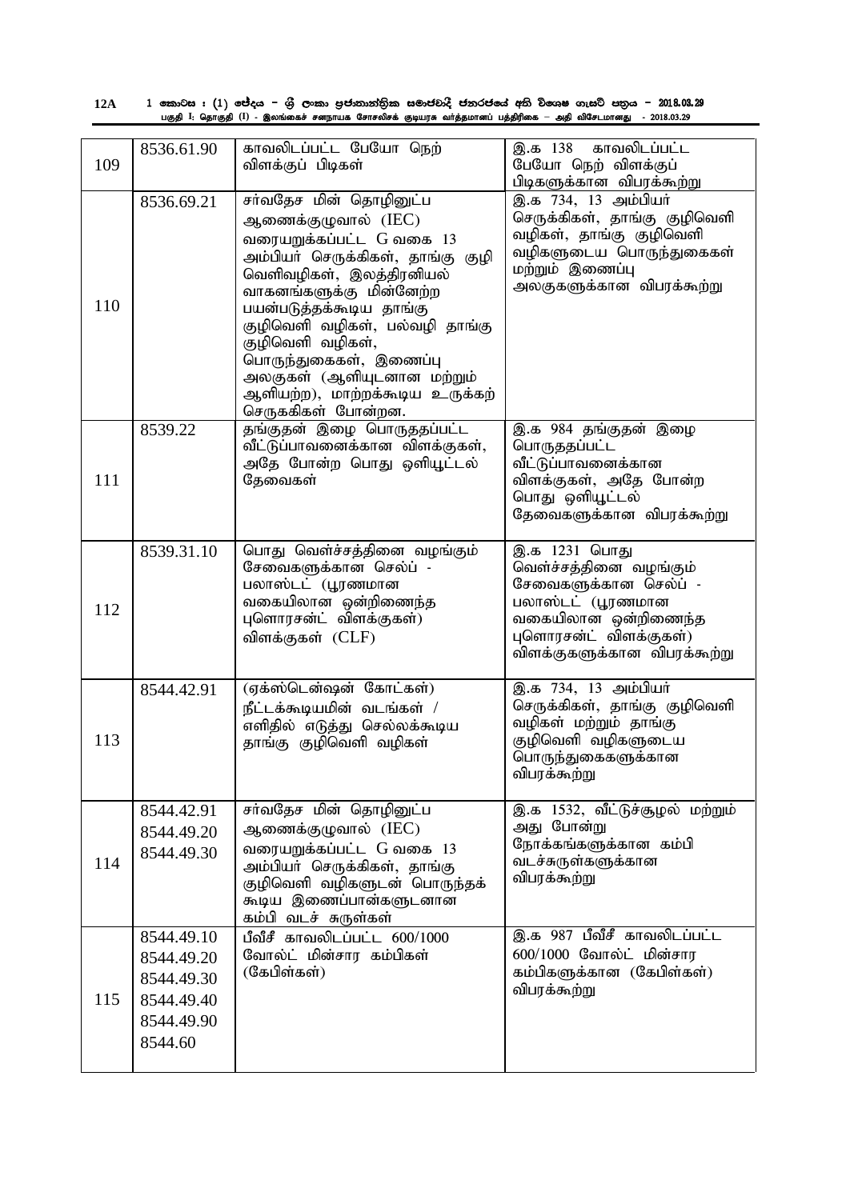| 109 | 8536.61.90 | காவலிடப்பட்ட பேயோ நெற் விளக்குப் பிடிகள் | இ.க 138 காவலிடப்பட்ட பேயோ நெற் விளக்குப் பிடிகளுக்கான விபரக்கூற்று |
|---|---|---|---|
| 110 | 8536.69.21 | சர்வதேச மின் தொழினுட்ப ஆணைக்குழுவால் (IEC) வரையறுக்கப்பட்ட G வகை 13 அம்பியர் செருக்கிகள், தாங்கு குழி வெளிவழிகள், இலத்திரனியல் வாகனங்களுக்கு மின்னேற்ற பயன்படுத்தக்கூடிய தாங்கு குழிவெளி வழிகள், பல்வழி தாங்கு குழிவெளி வழிகள், பொருந்துகைகள், இணைப்பு அலகுகள் (ஆளியுடனான மற்றும் ஆளியற்ற), மாற்றக்கூடிய உருக்கற் செருககிகள் போன்றன. | இ.க 734, 13 அம்பியர் செருக்கிகள், தாங்கு குழிவெளி வழிகள், தாங்கு குழிவெளி வழிகளுடைய பொருந்துகைகள் மற்றும் இணைப்பு அலகுகளுக்கான விபரக்கூற்று |
| 111 | 8539.22 | தங்குதன் இழை பொருததப்பட்ட வீட்டுப்பாவனைக்கான விளக்குகள், அதே போன்ற பொது ஒளியூட்டல் தேவைகள் | இ.க 984 தங்குதன் இழை பொருததப்பட்ட வீட்டுப்பாவனைக்கான விளக்குகள், அதே போன்ற பொது ஒளியூட்டல் தேவைகளுக்கான விபரக்கூற்று |
| 112 | 8539.31.10 | பொது வெள்ச்சத்தினை வழங்கும் சேவைகளுக்கான செல்ப் - பலாஸ்டட் (பூரணமான வகையிலான ஒன்றிணைந்த புளொரசன்ட் விளக்குகள்) விளக்குகள் (CLF) | இ.க 1231 பொது வெள்ச்சத்தினை வழங்கும் சேவைகளுக்கான செல்ப் - பலாஸ்டட் (பூரணமான வகையிலான ஒன்றிணைந்த புளொரசன்ட் விளக்குகள்) விளக்குகளுக்கான விபரக்கூற்று |
| 113 | 8544.42.91 | (ஏக்ஸ்டென்ஷன் கோட்கள்) நீட்டக்கூடியமின் வடங்கள் / எளிதில் எடுத்து செல்லக்கூடிய தாங்கு குழிவெளி வழிகள் | இ.க 734, 13 அம்பியர் செருக்கிகள், தாங்கு குழிவெளி வழிகள் மற்றும் தாங்கு குழிவெளி வழிகளுடைய பொருந்துகைகளுக்கான விபரக்கூற்று |
| 114 | 8544.42.91<br>8544.49.20<br>8544.49.30 | சர்வதேச மின் தொழினுட்ப ஆணைக்குழுவால் (IEC) வரையறுக்கப்பட்ட G வகை 13 அம்பியர் செருக்கிகள், தாங்கு குழிவெளி வழிகளுடன் பொருந்தக் கூடிய இணைப்பான்களுடனான கம்பி வடச் சுருள்கள் | இ.க 1532, வீட்டுச்சூழல் மற்றும் அது போன்று நோக்கங்களுக்கான கம்பி வடச்சுருள்களுக்கான விபரக்கூற்று |
| 115 | 8544.49.10<br>8544.49.20<br>8544.49.30<br>8544.49.40<br>8544.49.90<br>8544.60 | பீவீசீ காவலிடப்பட்ட 600/1000 வோல்ட் மின்சார கம்பிகள் (கேபிள்கள்) | இ.க 987 பீவீசீ காவலிடப்பட்ட 600/1000 வோல்ட் மின்சார கம்பிகளுக்கான (கேபிள்கள்) விபரக்கூற்று |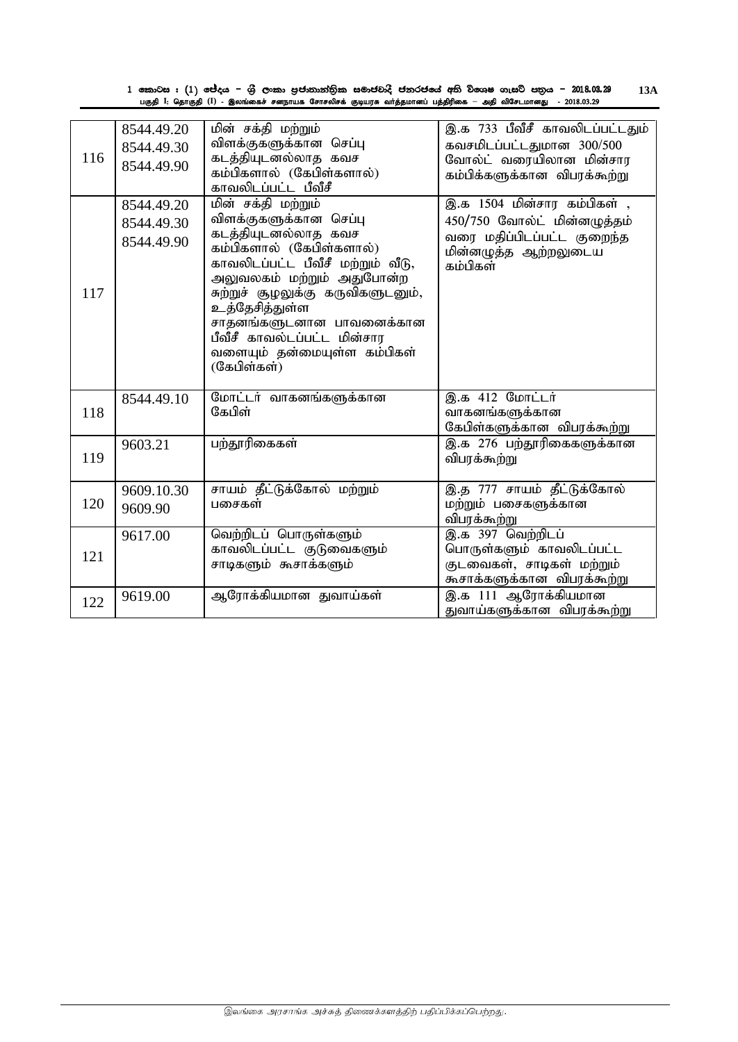| | | | |
|---|---|---|---|
| 116 | 8544.49.20<br>8544.49.30<br>8544.49.90 | மின் சக்தி மற்றும் விளக்குகளுக்கான செப்பு கடத்தியுடனல்லாத கவச கம்பிகளால் (கேபிள்களால்) காவலிடப்பட்ட பீவீசீ | இ.க 733 பீவீசீ காவலிடப்பட்டதும் கவசமிடப்பட்டதுமான 300/500 வோல்ட் வரையிலான மின்சார கம்பிக்களுக்கான விபரக்கூற்று |
| 117 | 8544.49.20<br>8544.49.30<br>8544.49.90 | மின் சக்தி மற்றும் விளக்குகளுக்கான செப்பு கடத்தியுடனல்லாத கவச கம்பிகளால் (கேபிள்களால்) காவலிடப்பட்ட பீவீசீ மற்றும் வீடு, அலுவலகம் மற்றும் அதுபோன்ற சுற்றுச் சூழலுக்கு கருவிகளுடனும், உத்தேசித்துள்ள சாதனங்களுடனான பாவனைக்கான பீவீசீ காவல்டப்பட்ட மின்சார வளையும் தன்மையுள்ள கம்பிகள் (கேபிள்கள்) | இ.க 1504 மின்சார கம்பிகள் , 450/750 வோல்ட் மின்னழுத்தம் வரை மதிப்பிடப்பட்ட குறைந்த மின்னழுத்த ஆற்றலுடைய கம்பிகள் |
| 118 | 8544.49.10 | மோட்டர் வாகனங்களுக்கான கேபிள் | இ.க 412 மோட்டர் வாகனங்களுக்கான கேபிள்களுக்கான விபரக்கூற்று |
| 119 | 9603.21 | பற்தூரிகைகள் | இ.க 276 பற்தூரிகைகளுக்கான விபரக்கூற்று |
| 120 | 9609.10.30<br>9609.90 | சாயம் தீட்டுக்கோல் மற்றும் பசைகள் | இ.த 777 சாயம் தீட்டுக்கோல் மற்றும் பசைகளுக்கான விபரக்கூற்று |
| 121 | 9617.00 | வெற்றிடப் பொருள்களும் காவலிடப்பட்ட குடுவைகளும் சாடிகளும் கூசாக்களும் | இ.க 397 வெற்றிடப் பொருள்களும் காவலிடப்பட்ட குடவைகள், சாடிகள் மற்றும் கூசாக்களுக்கான விபரக்கூற்று |
| 122 | 9619.00 | ஆரோக்கியமான துவாய்கள் | இ.க 111 ஆரோக்கியமான துவாய்களுக்கான விபரக்கூற்று |

*இலங்கை அரசாங்க அச்சுத் திணைக்களத்திற் பதிப்பிக்கப்பெற்றது.*